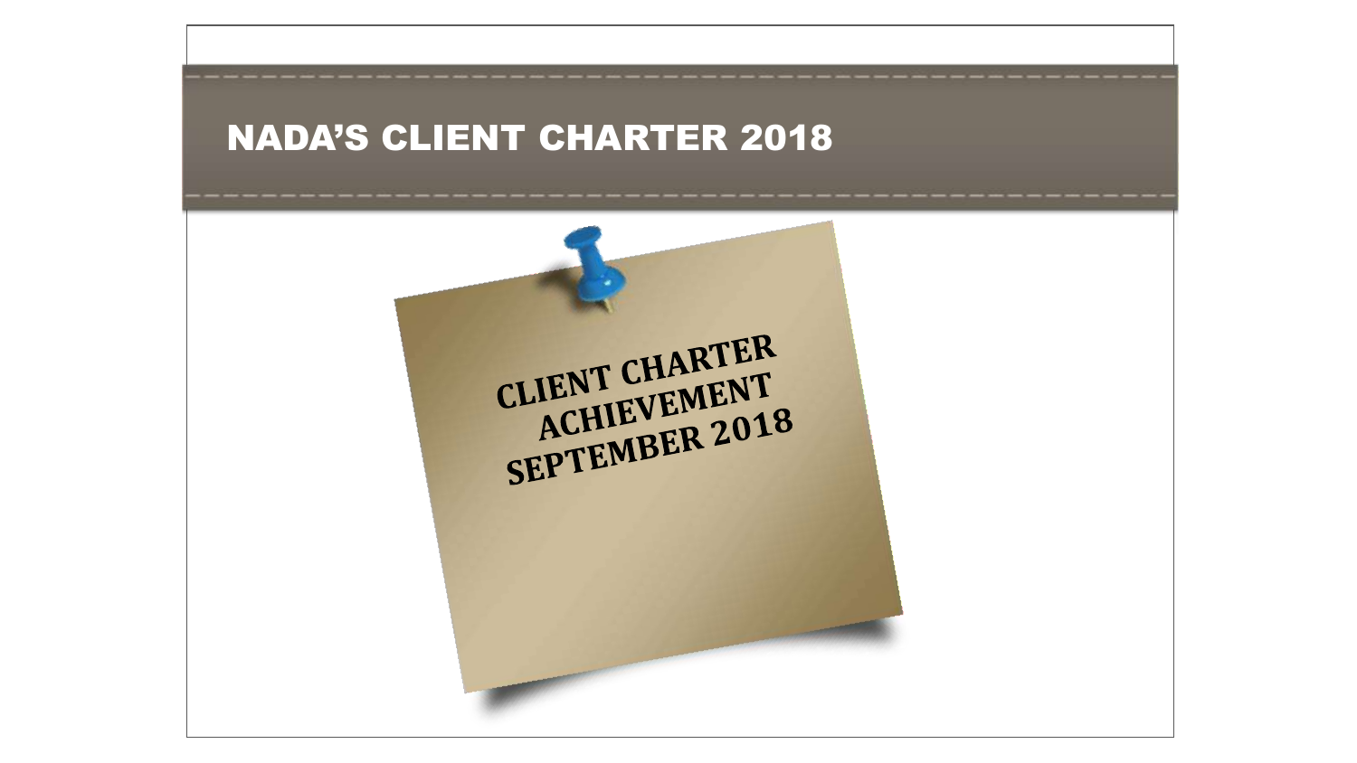# NADA'S CLIENT CHARTER 2018

**CLIENT CHARTER ACHIEVEMENT SEPTEMBER 2018**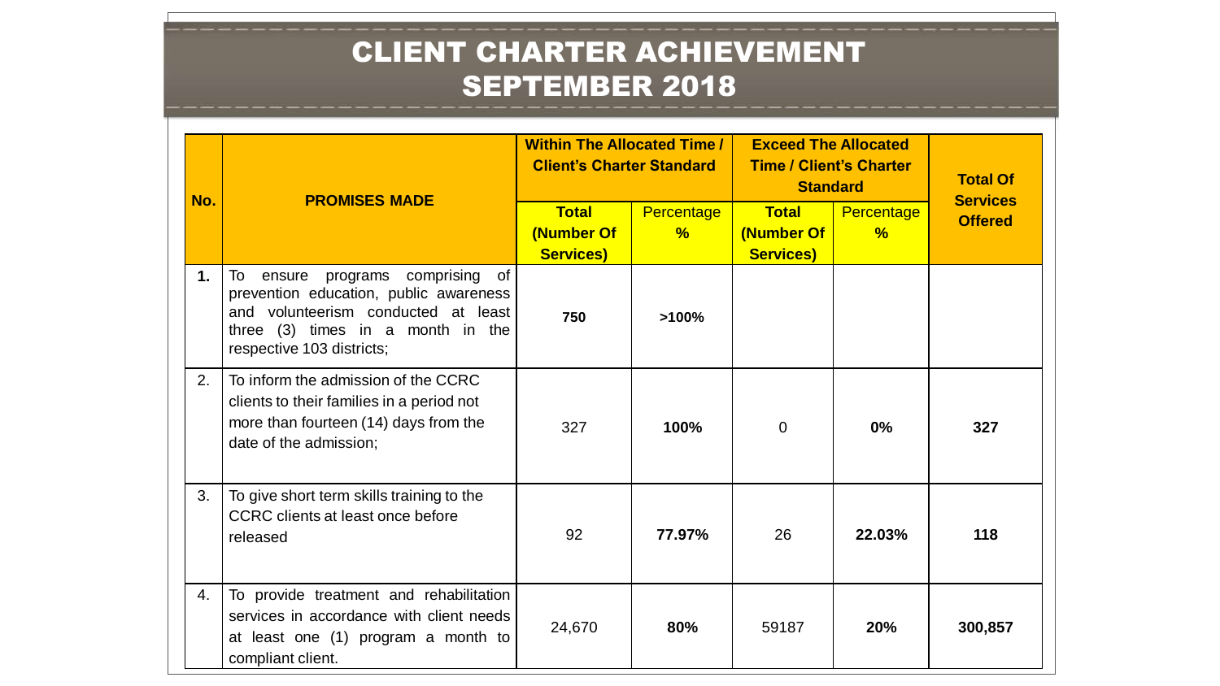# CLIENT CHARTER ACHIEVEMENT SEPTEMBER 2018

| No. | PROMISES MADE | Within The Allocated Time / Client's Charter Standard | | Exceed The Allocated Time / Client's Charter Standard | | Total Of Services Offered |
|---|---|---|---|---|---|---|
| | | Total (Number Of Services) | Percentage % | Total (Number Of Services) | Percentage % | |
| 1. | To ensure programs comprising of prevention education, public awareness and volunteerism conducted at least three (3) times in a month in the respective 103 districts; | 750 | >100% | | | |
| 2. | To inform the admission of the CCRC clients to their families in a period not more than fourteen (14) days from the date of the admission; | 327 | 100% | 0 | 0% | 327 |
| 3. | To give short term skills training to the CCRC clients at least once before released | 92 | 77.97% | 26 | 22.03% | 118 |
| 4. | To provide treatment and rehabilitation services in accordance with client needs at least one (1) program a month to compliant client. | 24,670 | 80% | 59187 | 20% | 300,857 |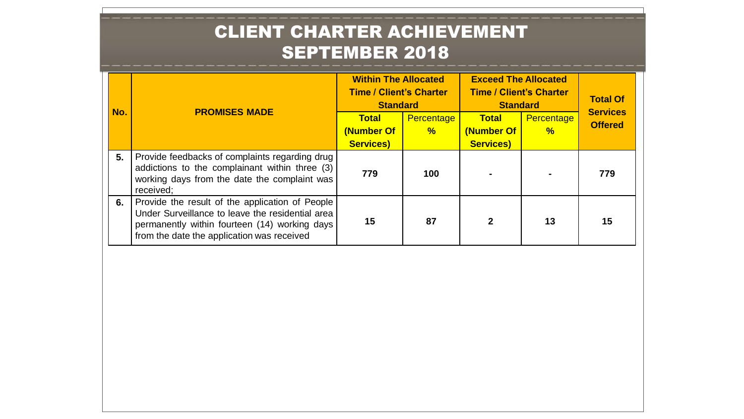# CLIENT CHARTER ACHIEVEMENT SEPTEMBER 2018

| No. | PROMISES MADE | Within The Allocated Time / Client's Charter Standard | | Exceed The Allocated Time / Client's Charter Standard | | Total Of Services Offered |
|---|---|---|---|---|---|---|
| | | Total (Number Of Services) | Percentage % | Total (Number Of Services) | Percentage % | |
| 5. | Provide feedbacks of complaints regarding drug addictions to the complainant within three (3) working days from the date the complaint was received; | 779 | 100 | - | - | 779 |
| 6. | Provide the result of the application of People Under Surveillance to leave the residential area permanently within fourteen (14) working days from the date the application was received | 15 | 87 | 2 | 13 | 15 |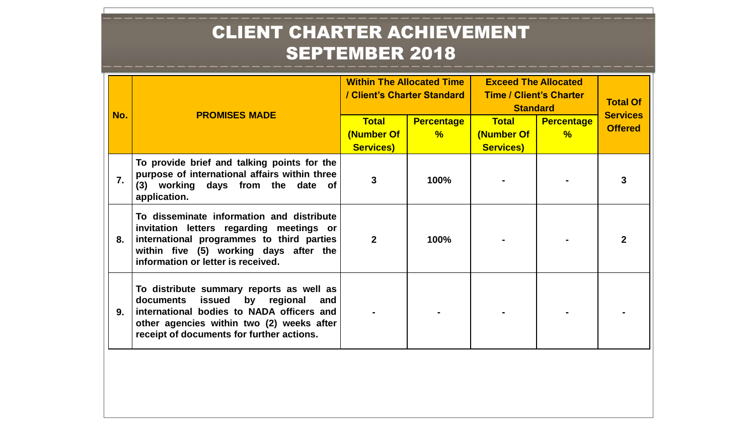# CLIENT CHARTER ACHIEVEMENT SEPTEMBER 2018

| No. | PROMISES MADE | Within The Allocated Time / Client's Charter Standard | | Exceed The Allocated Time / Client's Charter Standard | | Total Of Services Offered |
|---|---|---|---|---|---|---|
| | | Total (Number Of Services) | Percentage % | Total (Number Of Services) | Percentage % | |
| 7. | To provide brief and talking points for the purpose of international affairs within three (3) working days from the date of application. | 3 | 100% | - | - | 3 |
| 8. | To disseminate information and distribute invitation letters regarding meetings or international programmes to third parties within five (5) working days after the information or letter is received. | 2 | 100% | - | - | 2 |
| 9. | To distribute summary reports as well as documents issued by regional and international bodies to NADA officers and other agencies within two (2) weeks after receipt of documents for further actions. | - | - | - | - | - |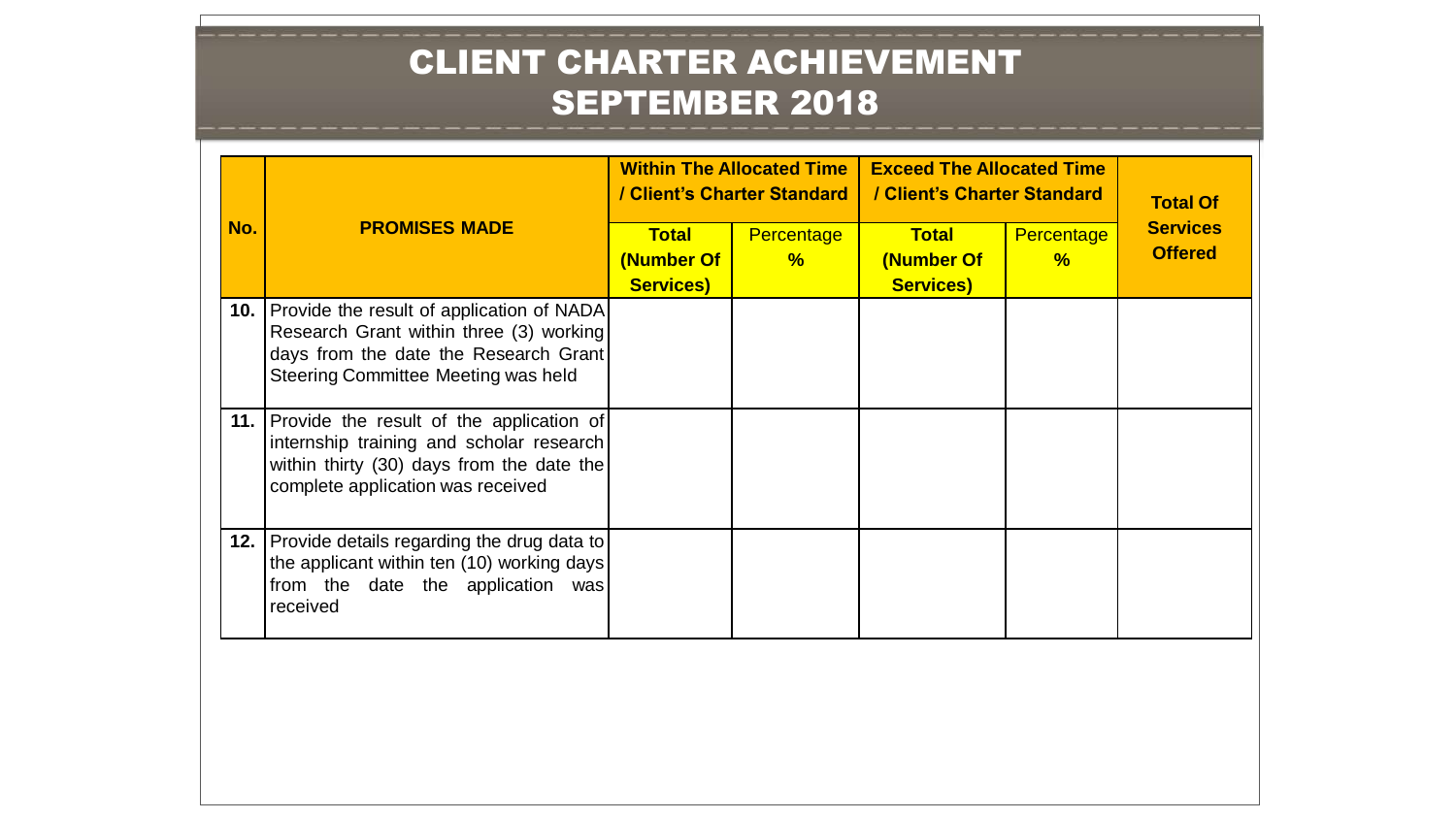# CLIENT CHARTER ACHIEVEMENT SEPTEMBER 2018

| No. | PROMISES MADE | Within The Allocated Time / Client's Charter Standard | | Exceed The Allocated Time / Client's Charter Standard | | Total Of Services Offered |
|---|---|---|---|---|---|---|
| | | Total (Number Of Services) | Percentage % | Total (Number Of Services) | Percentage % | |
| 10. | Provide the result of application of NADA Research Grant within three (3) working days from the date the Research Grant Steering Committee Meeting was held | | | | | |
| 11. | Provide the result of the application of internship training and scholar research within thirty (30) days from the date the complete application was received | | | | | |
| 12. | Provide details regarding the drug data to the applicant within ten (10) working days from the date the application was received | | | | | |